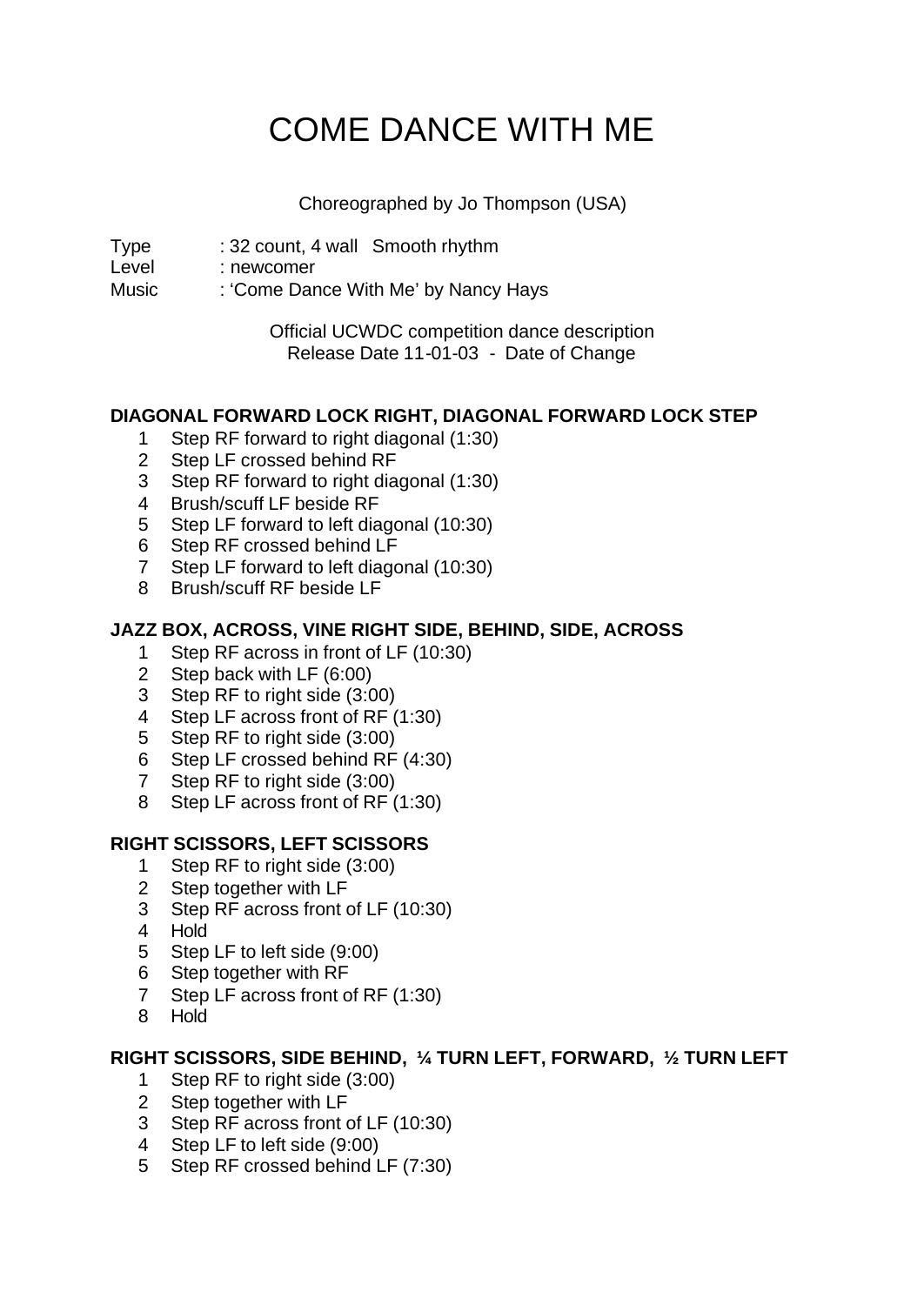# COME DANCE WITH ME

Choreographed by Jo Thompson (USA)

Type : 32 count, 4 wall Smooth rhythm
Level : newcomer
Music : 'Come Dance With Me' by Nancy Hays

Official UCWDC competition dance description
Release Date 11-01-03 - Date of Change

**DIAGONAL FORWARD LOCK RIGHT, DIAGONAL FORWARD LOCK STEP**

1. Step RF forward to right diagonal (1:30)
2. Step LF crossed behind RF
3. Step RF forward to right diagonal (1:30)
4. Brush/scuff LF beside RF
5. Step LF forward to left diagonal (10:30)
6. Step RF crossed behind LF
7. Step LF forward to left diagonal (10:30)
8. Brush/scuff RF beside LF

**JAZZ BOX, ACROSS, VINE RIGHT SIDE, BEHIND, SIDE, ACROSS**

1. Step RF across in front of LF (10:30)
2. Step back with LF (6:00)
3. Step RF to right side (3:00)
4. Step LF across front of RF (1:30)
5. Step RF to right side (3:00)
6. Step LF crossed behind RF (4:30)
7. Step RF to right side (3:00)
8. Step LF across front of RF (1:30)

**RIGHT SCISSORS, LEFT SCISSORS**

1. Step RF to right side (3:00)
2. Step together with LF
3. Step RF across front of LF (10:30)
4. Hold
5. Step LF to left side (9:00)
6. Step together with RF
7. Step LF across front of RF (1:30)
8. Hold

**RIGHT SCISSORS, SIDE BEHIND, ¼ TURN LEFT, FORWARD, ½ TURN LEFT**

1. Step RF to right side (3:00)
2. Step together with LF
3. Step RF across front of LF (10:30)
4. Step LF to left side (9:00)
5. Step RF crossed behind LF (7:30)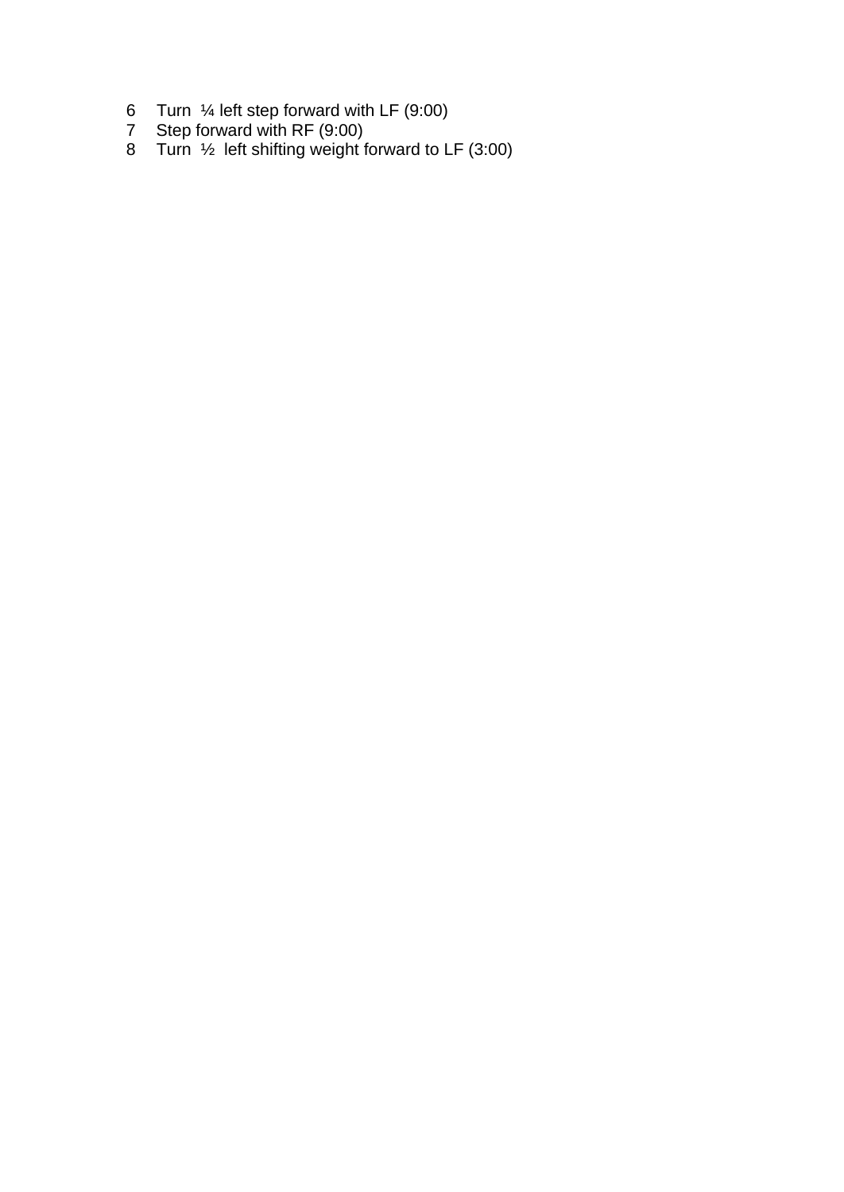6 Turn ¼ left step forward with LF (9:00)
7 Step forward with RF (9:00)
8 Turn ½ left shifting weight forward to LF (3:00)